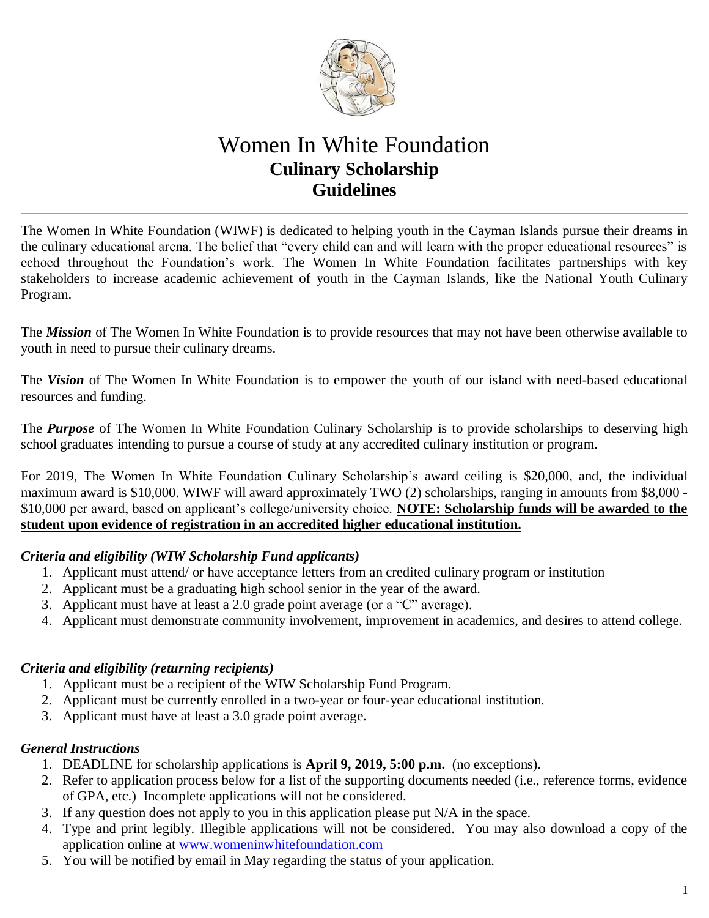# Women In White Foundation

## Culinary Scholarship Guidelines

---

The Women In White Foundation (WIWF) is dedicated to helping youth in the Cayman Islands pursue their dreams in the culinary educational arena. The belief that "every child can and will learn with the proper educational resources" is echoed throughout the Foundation's work. The Women In White Foundation facilitates partnerships with key stakeholders to increase academic achievement of youth in the Cayman Islands, like the National Youth Culinary Program.

The ***Mission*** of The Women In White Foundation is to provide resources that may not have been otherwise available to youth in need to pursue their culinary dreams.

The ***Vision*** of The Women In White Foundation is to empower the youth of our island with need-based educational resources and funding.

The ***Purpose*** of The Women In White Foundation Culinary Scholarship is to provide scholarships to deserving high school graduates intending to pursue a course of study at any accredited culinary institution or program.

For 2019, The Women In White Foundation Culinary Scholarship's award ceiling is $20,000, and, the individual maximum award is $10,000. WIWF will award approximately TWO (2) scholarships, ranging in amounts from $8,000 - $10,000 per award, based on applicant's college/university choice. **NOTE: Scholarship funds will be awarded to the student upon evidence of registration in an accredited higher educational institution.**

### *Criteria and eligibility (WIW Scholarship Fund applicants)*

1. Applicant must attend/ or have acceptance letters from an credited culinary program or institution
2. Applicant must be a graduating high school senior in the year of the award.
3. Applicant must have at least a 2.0 grade point average (or a "C" average).
4. Applicant must demonstrate community involvement, improvement in academics, and desires to attend college.

### *Criteria and eligibility (returning recipients)*

1. Applicant must be a recipient of the WIW Scholarship Fund Program.
2. Applicant must be currently enrolled in a two-year or four-year educational institution.
3. Applicant must have at least a 3.0 grade point average.

### *General Instructions*

1. DEADLINE for scholarship applications is **April 9, 2019, 5:00 p.m.** (no exceptions).
2. Refer to application process below for a list of the supporting documents needed (i.e., reference forms, evidence of GPA, etc.) Incomplete applications will not be considered.
3. If any question does not apply to you in this application please put N/A in the space.
4. Type and print legibly. Illegible applications will not be considered. You may also download a copy of the application online at www.womeninwhitefoundation.com
5. You will be notified by email in May regarding the status of your application.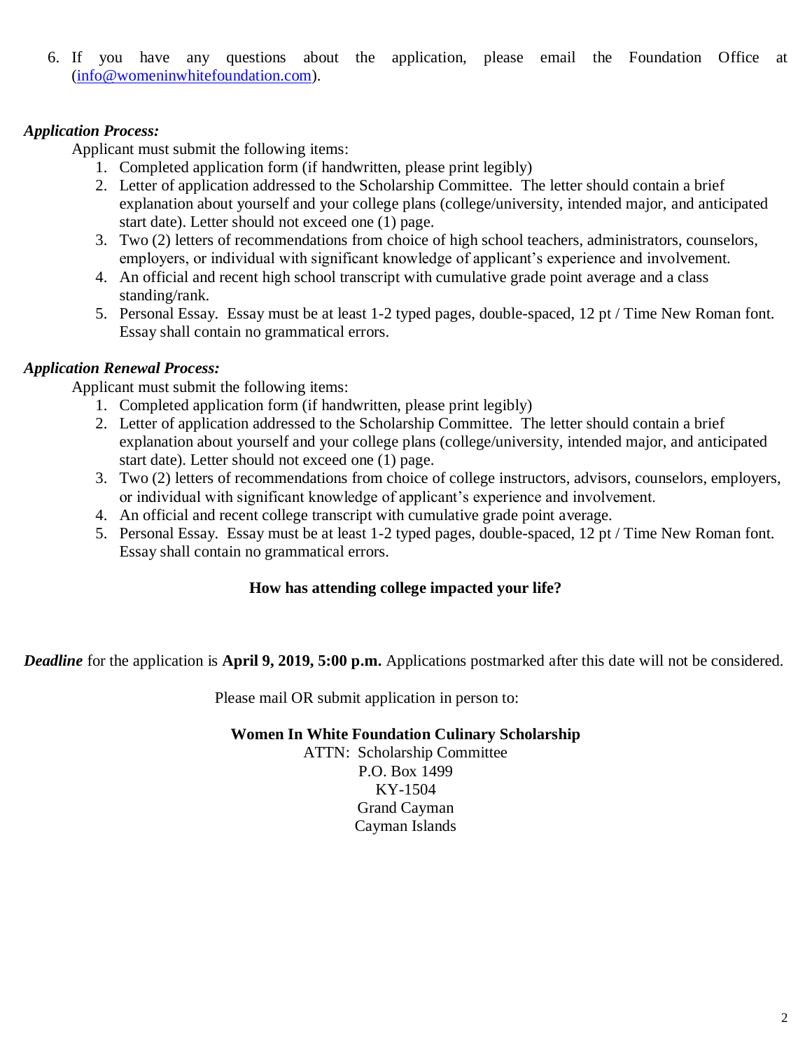6. If you have any questions about the application, please email the Foundation Office at (info@womeninwhitefoundation.com).

***Application Process:***

Applicant must submit the following items:

1. Completed application form (if handwritten, please print legibly)
2. Letter of application addressed to the Scholarship Committee. The letter should contain a brief explanation about yourself and your college plans (college/university, intended major, and anticipated start date). Letter should not exceed one (1) page.
3. Two (2) letters of recommendations from choice of high school teachers, administrators, counselors, employers, or individual with significant knowledge of applicant's experience and involvement.
4. An official and recent high school transcript with cumulative grade point average and a class standing/rank.
5. Personal Essay. Essay must be at least 1-2 typed pages, double-spaced, 12 pt / Time New Roman font. Essay shall contain no grammatical errors.

***Application Renewal Process:***

Applicant must submit the following items:

1. Completed application form (if handwritten, please print legibly)
2. Letter of application addressed to the Scholarship Committee. The letter should contain a brief explanation about yourself and your college plans (college/university, intended major, and anticipated start date). Letter should not exceed one (1) page.
3. Two (2) letters of recommendations from choice of college instructors, advisors, counselors, employers, or individual with significant knowledge of applicant's experience and involvement.
4. An official and recent college transcript with cumulative grade point average.
5. Personal Essay. Essay must be at least 1-2 typed pages, double-spaced, 12 pt / Time New Roman font. Essay shall contain no grammatical errors.

**How has attending college impacted your life?**

***Deadline*** for the application is **April 9, 2019, 5:00 p.m.** Applications postmarked after this date will not be considered.

Please mail OR submit application in person to:

**Women In White Foundation Culinary Scholarship**
ATTN: Scholarship Committee
P.O. Box 1499
KY-1504
Grand Cayman
Cayman Islands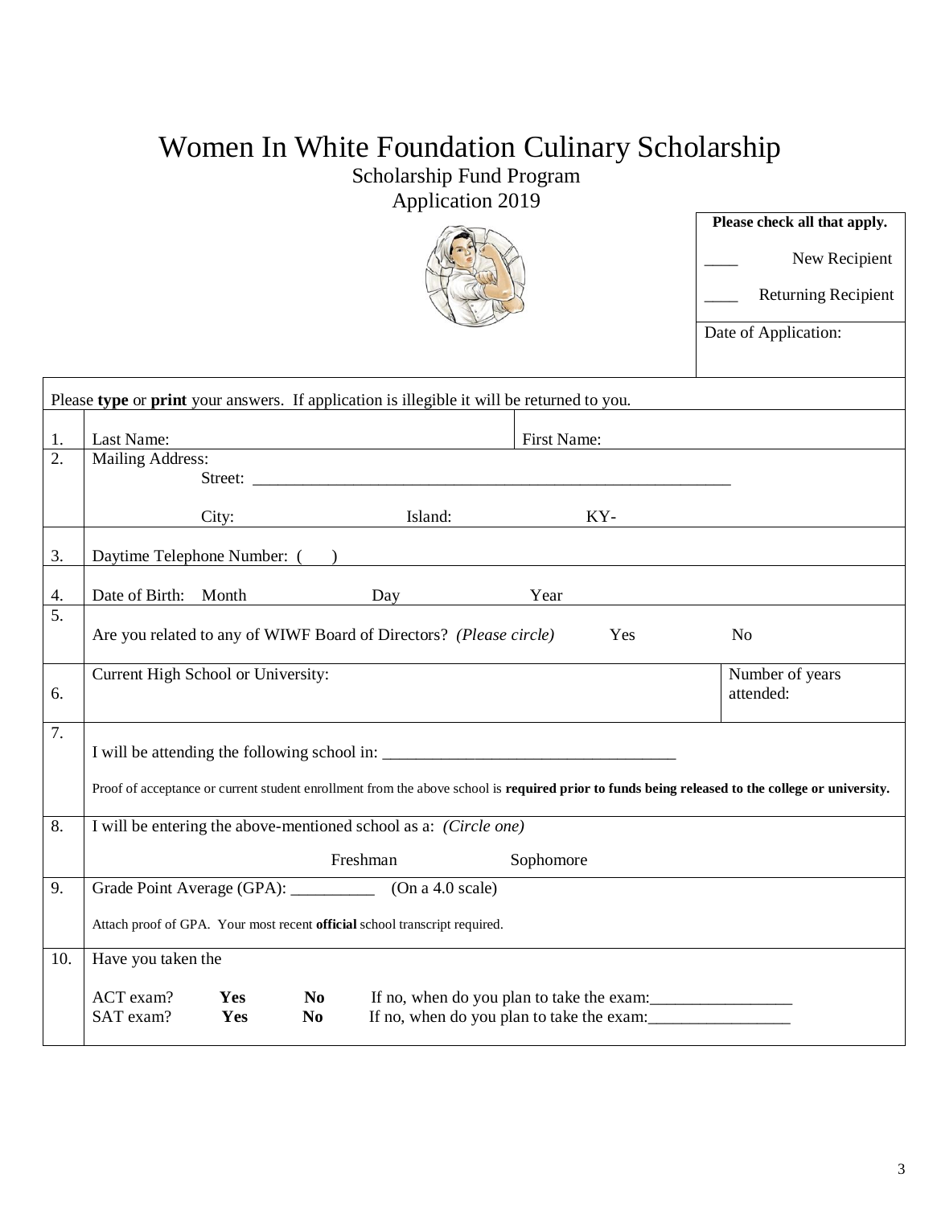# Women In White Foundation Culinary Scholarship

## Scholarship Fund Program

## Application 2019

| **Please check all that apply.** |
| --- |
| ____ New Recipient |
| ____ Returning Recipient |
| Date of Application: |

Please **type** or **print** your answers. If application is illegible it will be returned to you.

| | | |
| --- | --- | --- |
| 1. | Last Name: | First Name: |
| 2. | Mailing Address:<br>Street: ___________________________________________________________<br>City: Island: KY- | |
| 3. | Daytime Telephone Number: ( ) | |
| 4. | Date of Birth: Month Day Year | |
| 5. | Are you related to any of WIWF Board of Directors? *(Please circle)* Yes No | |
| 6. | Current High School or University: | Number of years attended: |
| 7. | I will be attending the following school in: ___________________________________<br>Proof of acceptance or current student enrollment from the above school is **required prior to funds being released to the college or university.** | |
| 8. | I will be entering the above-mentioned school as a: *(Circle one)*<br>Freshman Sophomore | |
| 9. | Grade Point Average (GPA): __________ (On a 4.0 scale)<br>Attach proof of GPA. Your most recent **official** school transcript required. | |
| 10. | Have you taken the<br>ACT exam? **Yes** **No** If no, when do you plan to take the exam:_________________<br>SAT exam? **Yes** **No** If no, when do you plan to take the exam:_________________ | |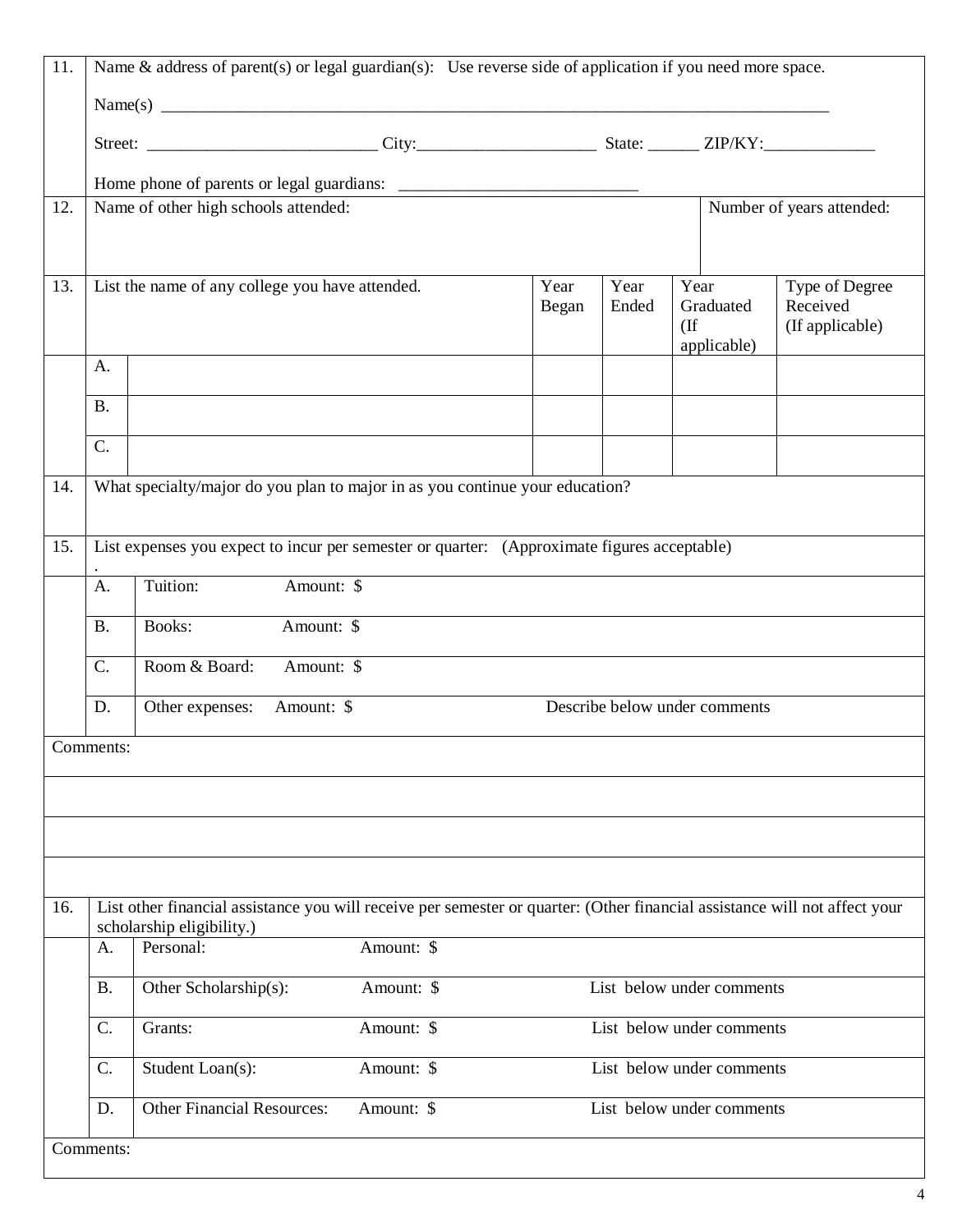| | | | | | | |
|---|---|---|---|---|---|---|
| 11. | Name & address of parent(s) or legal guardian(s): Use reverse side of application if you need more space.<br><br>Name(s) ________________________________________________________________________________<br><br>Street: ___________________________ City:_____________________ State: ______ ZIP/KY:_____________<br><br>Home phone of parents or legal guardians: ____________________________ | | | | | |
| 12. | Name of other high schools attended: | | | | | Number of years attended: |

| | | | | | | |
|---|---|---|---|---|---|---|
| 13. | List the name of any college you have attended. | | Year Began | Year Ended | Year Graduated (If applicable) | Type of Degree Received (If applicable) |
| | A. | | | | | |
| | B. | | | | | |
| | C. | | | | | |
| 14. | What specialty/major do you plan to major in as you continue your education? | | | | | |

| | | | |
|---|---|---|---|
| 15. | List expenses you expect to incur per semester or quarter: (Approximate figures acceptable) | | |
| | A. | Tuition: Amount: $ | |
| | B. | Books: Amount: $ | |
| | C. | Room & Board: Amount: $ | |
| | D. | Other expenses: Amount: $ | Describe below under comments |
| Comments: | | | |
| | | | |
| | | | |
| | | | |

| | | | |
|---|---|---|---|
| 16. | List other financial assistance you will receive per semester or quarter: (Other financial assistance will not affect your scholarship eligibility.) | | |
| | A. | Personal: Amount: $ | |
| | B. | Other Scholarship(s): Amount: $ | List below under comments |
| | C. | Grants: Amount: $ | List below under comments |
| | C. | Student Loan(s): Amount: $ | List below under comments |
| | D. | Other Financial Resources: Amount: $ | List below under comments |
| Comments: | | | |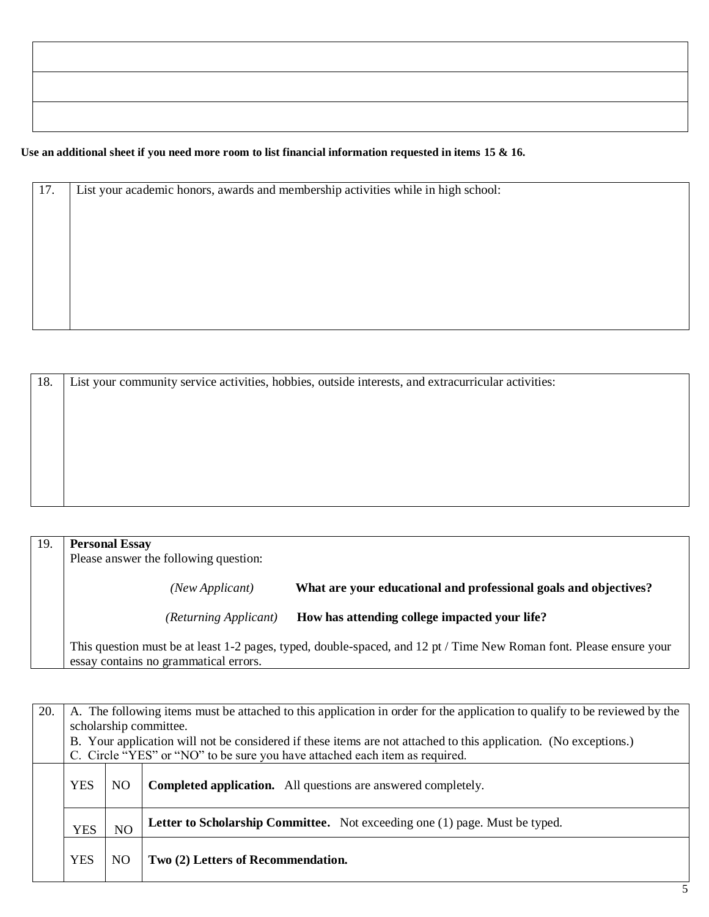| |
|---|
| |
| |
| |

**Use an additional sheet if you need more room to list financial information requested in items 15 & 16.**

| 17. | List your academic honors, awards and membership activities while in high school: |
|---|---|

| 18. | List your community service activities, hobbies, outside interests, and extracurricular activities: |
|---|---|

| 19. | **Personal Essay**<br>Please answer the following question:<br><br>*(New Applicant)* **What are your educational and professional goals and objectives?**<br><br>*(Returning Applicant)* **How has attending college impacted your life?**<br><br>This question must be at least 1-2 pages, typed, double-spaced, and 12 pt / Time New Roman font. Please ensure your essay contains no grammatical errors. |
|---|---|

| 20. | A. The following items must be attached to this application in order for the application to qualify to be reviewed by the scholarship committee.<br>B. Your application will not be considered if these items are not attached to this application. (No exceptions.)<br>C. Circle "YES" or "NO" to be sure you have attached each item as required. | | |
|---|---|---|---|
| | YES | NO | **Completed application.** All questions are answered completely. |
| | YES | NO | **Letter to Scholarship Committee.** Not exceeding one (1) page. Must be typed. |
| | YES | NO | **Two (2) Letters of Recommendation.** |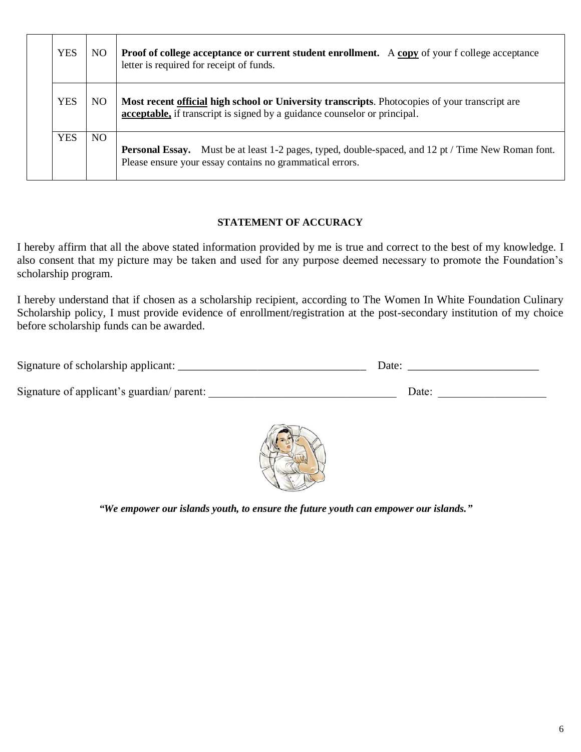| | | | |
|---|---|---|---|
| | YES | NO | **Proof of college acceptance or current student enrollment.** A **copy** of your f college acceptance letter is required for receipt of funds. |
| | YES | NO | **Most recent official high school or University transcripts**. Photocopies of your transcript are **acceptable,** if transcript is signed by a guidance counselor or principal. |
| | YES | NO | **Personal Essay.** Must be at least 1-2 pages, typed, double-spaced, and 12 pt / Time New Roman font. Please ensure your essay contains no grammatical errors. |

**STATEMENT OF ACCURACY**

I hereby affirm that all the above stated information provided by me is true and correct to the best of my knowledge. I also consent that my picture may be taken and used for any purpose deemed necessary to promote the Foundation's scholarship program.

I hereby understand that if chosen as a scholarship recipient, according to The Women In White Foundation Culinary Scholarship policy, I must provide evidence of enrollment/registration at the post-secondary institution of my choice before scholarship funds can be awarded.

Signature of scholarship applicant: _________________________________ Date: _______________________

Signature of applicant's guardian/ parent: _________________________________ Date: ___________________

***"We empower our islands youth, to ensure the future youth can empower our islands."***